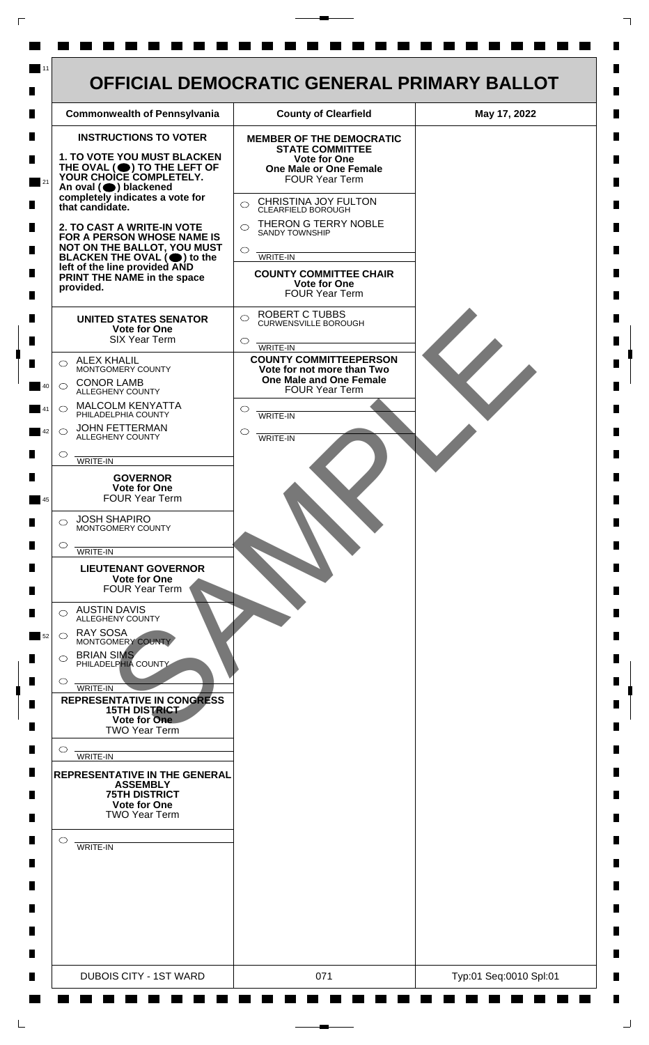# OFFICIAL DEMOCRATIC GENERAL PRIMARY BALLOT

| Commonwealth of Pennsylvania | County of Clearfield | May 17, 2022 |
| --- | --- | --- |

**INSTRUCTIONS TO VOTER**

**1. TO VOTE YOU MUST BLACKEN THE OVAL (⬬) TO THE LEFT OF YOUR CHOICE COMPLETELY.** An oval (⬬) blackened completely indicates a vote for that candidate.

**2. TO CAST A WRITE-IN VOTE FOR A PERSON WHOSE NAME IS NOT ON THE BALLOT, YOU MUST BLACKEN THE OVAL (⬬) to the left of the line provided AND PRINT THE NAME in the space provided.**

**UNITED STATES SENATOR**
**Vote for One**
SIX Year Term

- ○ ALEX KHALIL — MONTGOMERY COUNTY
- ○ CONOR LAMB — ALLEGHENY COUNTY
- ○ MALCOLM KENYATTA — PHILADELPHIA COUNTY
- ○ JOHN FETTERMAN — ALLEGHENY COUNTY
- ○ ________ WRITE-IN

**GOVERNOR**
**Vote for One**
FOUR Year Term

- ○ JOSH SHAPIRO — MONTGOMERY COUNTY
- ○ ________ WRITE-IN

**LIEUTENANT GOVERNOR**
**Vote for One**
FOUR Year Term

- ○ AUSTIN DAVIS — ALLEGHENY COUNTY
- ○ RAY SOSA — MONTGOMERY COUNTY
- ○ BRIAN SIMS — PHILADELPHIA COUNTY
- ○ ________ WRITE-IN

**REPRESENTATIVE IN CONGRESS**
**15TH DISTRICT**
**Vote for One**
TWO Year Term

- ○ ________ WRITE-IN

**REPRESENTATIVE IN THE GENERAL ASSEMBLY**
**75TH DISTRICT**
**Vote for One**
TWO Year Term

- ○ ________ WRITE-IN

**MEMBER OF THE DEMOCRATIC STATE COMMITTEE**
**Vote for One**
**One Male or One Female**
FOUR Year Term

- ○ CHRISTINA JOY FULTON — CLEARFIELD BOROUGH
- ○ THERON G TERRY NOBLE — SANDY TOWNSHIP
- ○ ________ WRITE-IN

**COUNTY COMMITTEE CHAIR**
**Vote for One**
FOUR Year Term

- ○ ROBERT C TUBBS — CURWENSVILLE BOROUGH
- ○ ________ WRITE-IN

**COUNTY COMMITTEEPERSON**
**Vote for not more than Two**
**One Male and One Female**
FOUR Year Term

- ○ ________ WRITE-IN
- ○ ________ WRITE-IN

SAMPLE

| DUBOIS CITY - 1ST WARD | 071 | Typ:01 Seq:0010 Spl:01 |
| --- | --- | --- |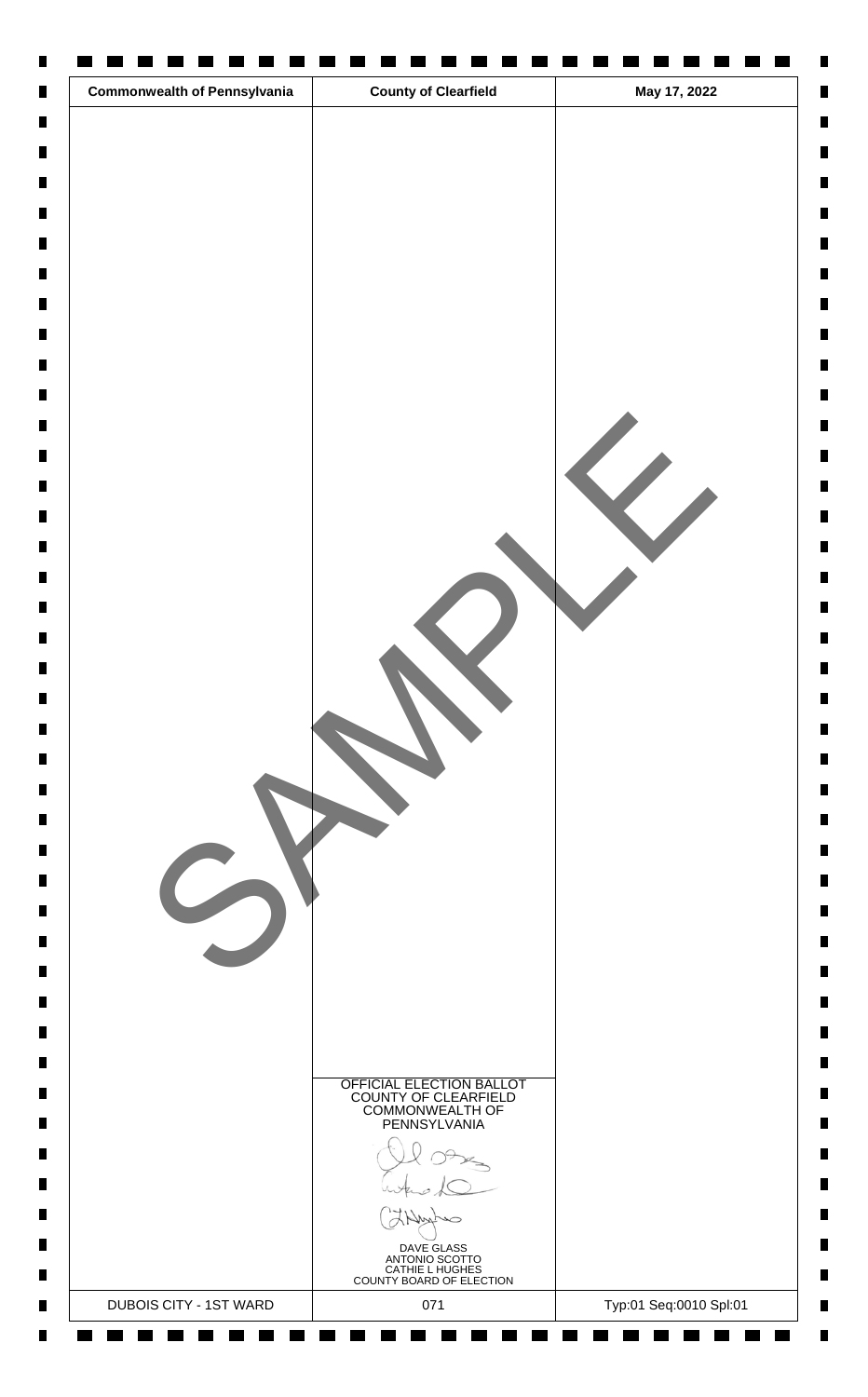| Commonwealth of Pennsylvania | County of Clearfield | May 17, 2022 |
|---|---|---|
| | OFFICIAL ELECTION BALLOT<br>COUNTY OF CLEARFIELD<br>COMMONWEALTH OF PENNSYLVANIA<br><br>DAVE GLASS<br>ANTONIO SCOTTO<br>CATHIE L HUGHES<br>COUNTY BOARD OF ELECTION | |
| DUBOIS CITY - 1ST WARD | 071 | Typ:01 Seq:0010 Spl:01 |

SAMPLE